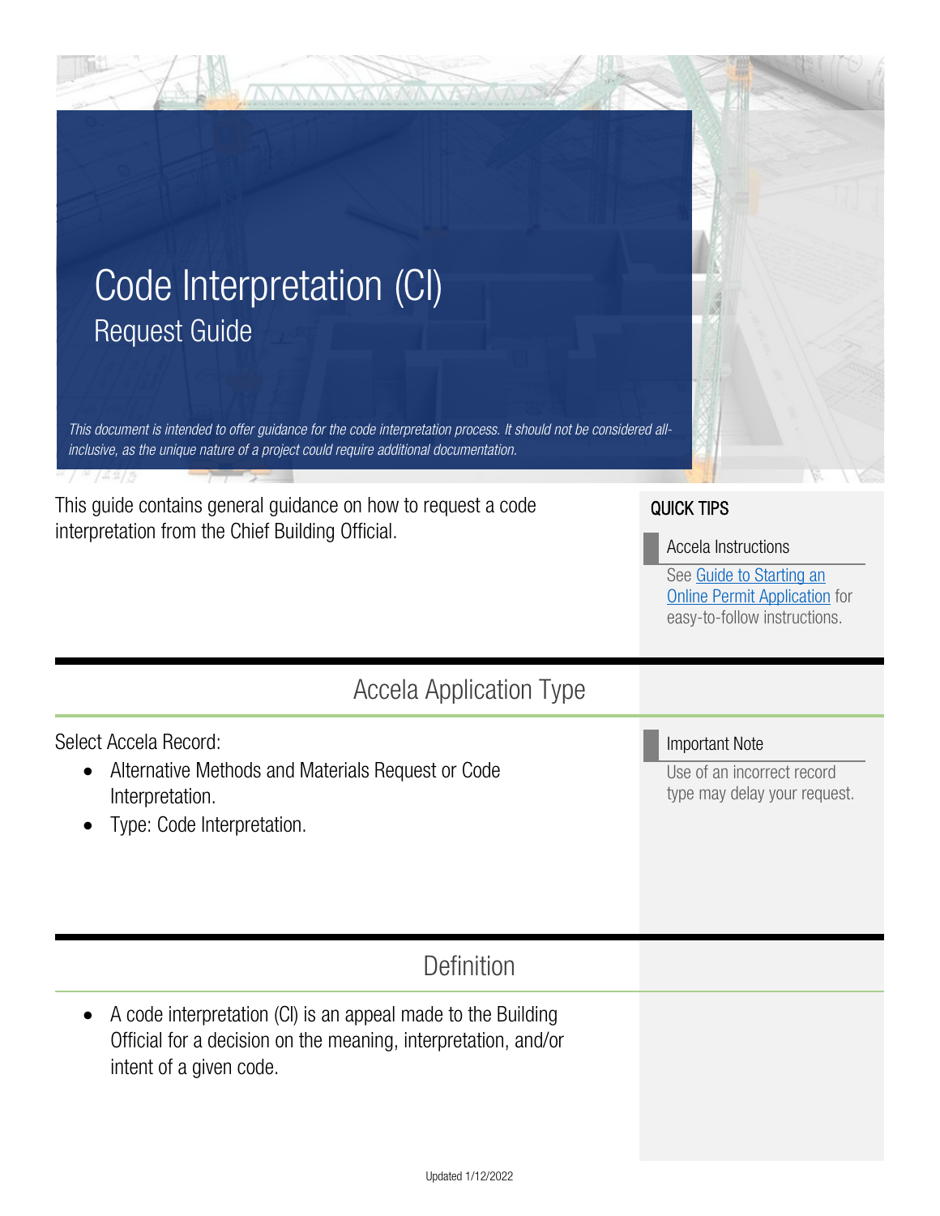# Code Interpretation (CI)

## Request Guide

*This document is intended to offer guidance for the code interpretation process. It should not be considered all-inclusive, as the unique nature of a project could require additional documentation.*

This guide contains general guidance on how to request a code interpretation from the Chief Building Official.

**QUICK TIPS**

**Accela Instructions**

See Guide to Starting an Online Permit Application for easy-to-follow instructions.

## Accela Application Type

Select Accela Record:

- Alternative Methods and Materials Request or Code Interpretation.
- Type: Code Interpretation.

**Important Note**

Use of an incorrect record type may delay your request.

## Definition

- A code interpretation (CI) is an appeal made to the Building Official for a decision on the meaning, interpretation, and/or intent of a given code.

Updated 1/12/2022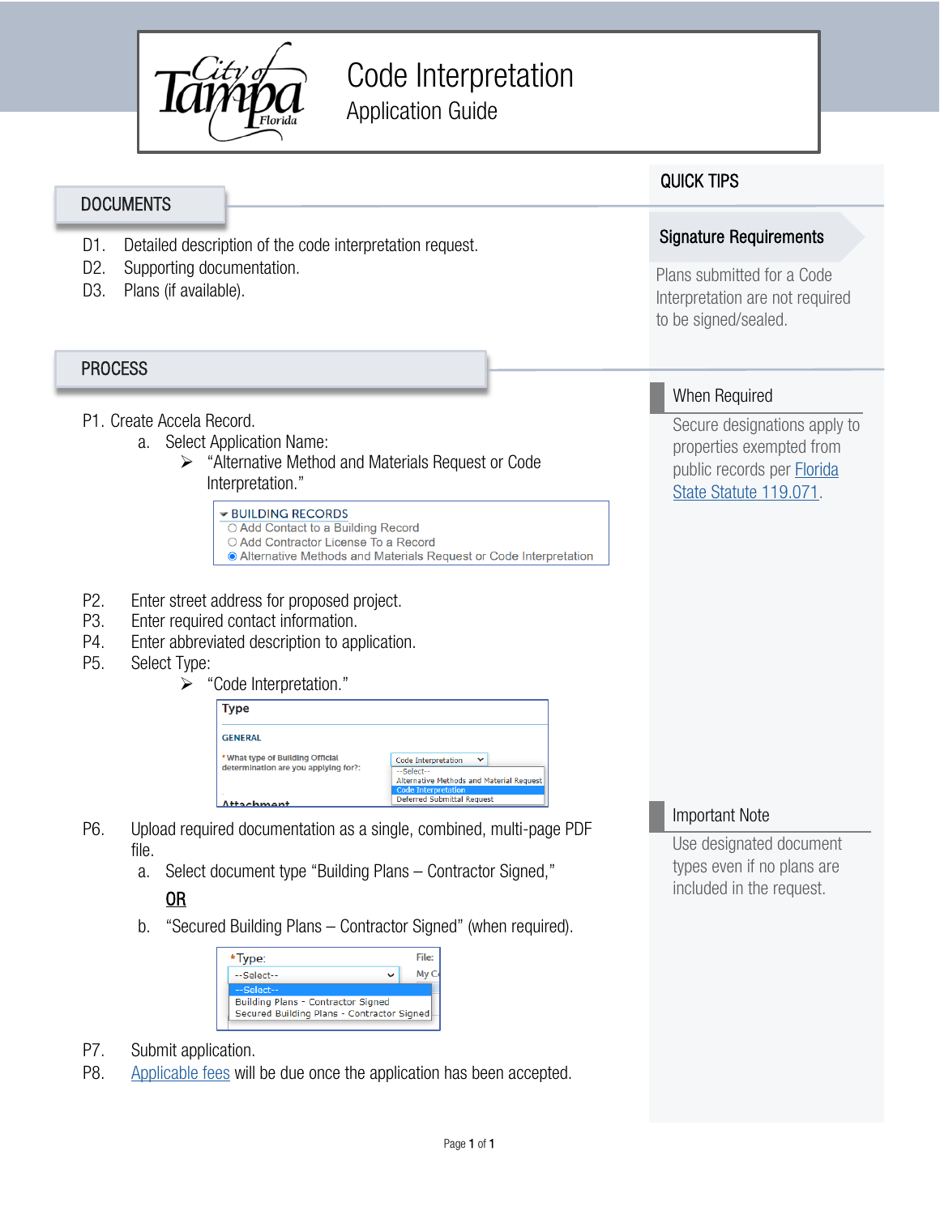# Code Interpretation

## Application Guide

## DOCUMENTS

D1. Detailed description of the code interpretation request.
D2. Supporting documentation.
D3. Plans (if available).

## PROCESS

P1. Create Accela Record.

a. Select Application Name:

➢ "Alternative Method and Materials Request or Code Interpretation."

BUILDING RECORDS
○ Add Contact to a Building Record
○ Add Contractor License To a Record
◉ Alternative Methods and Materials Request or Code Interpretation

P2. Enter street address for proposed project.
P3. Enter required contact information.
P4. Enter abbreviated description to application.
P5. Select Type:

➢ "Code Interpretation."

Type
GENERAL
* What type of Building Official determination are you applying for?: Code Interpretation
--Select--
Alternative Methods and Material Request
Code Interpretation
Deferred Submittal Request
Attachment

P6. Upload required documentation as a single, combined, multi-page PDF file.

a. Select document type "Building Plans – Contractor Signed,"

**OR**

b. "Secured Building Plans – Contractor Signed" (when required).

*Type: --Select-- File: My C
--Select--
Building Plans - Contractor Signed
Secured Building Plans - Contractor Signed

P7. Submit application.
P8. Applicable fees will be due once the application has been accepted.

## QUICK TIPS

### Signature Requirements

Plans submitted for a Code Interpretation are not required to be signed/sealed.

### When Required

Secure designations apply to properties exempted from public records per Florida State Statute 119.071.

### Important Note

Use designated document types even if no plans are included in the request.